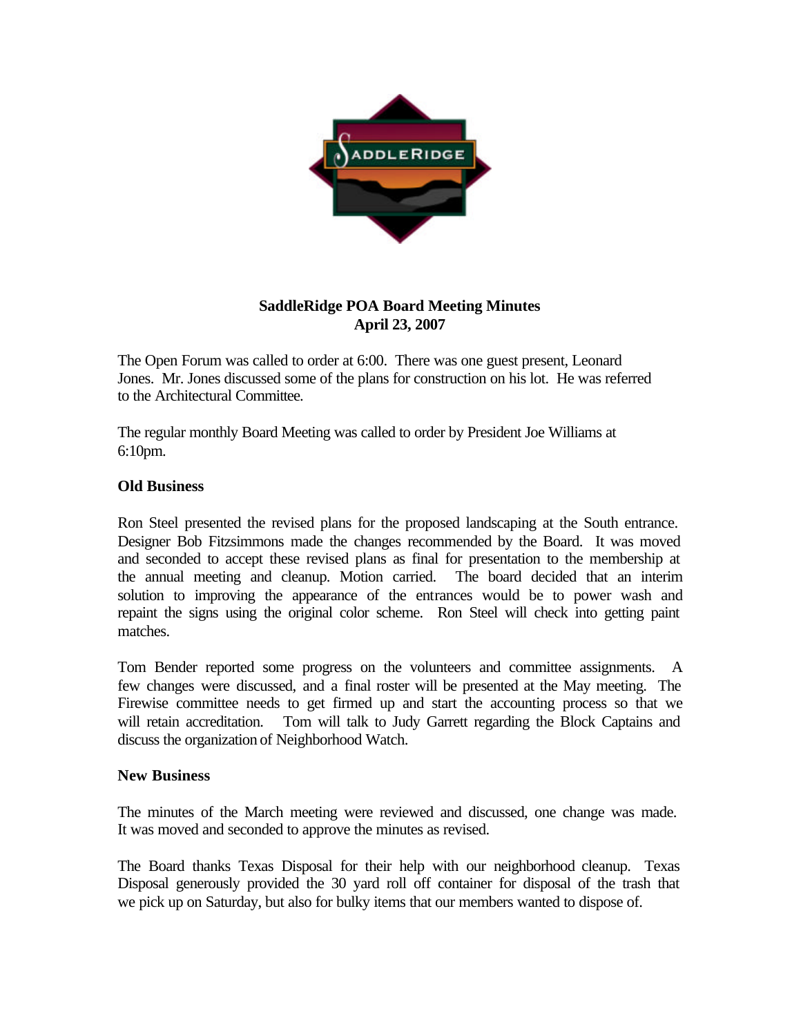**SaddleRidge POA Board Meeting Minutes**
**April 23, 2007**

The Open Forum was called to order at 6:00. There was one guest present, Leonard Jones. Mr. Jones discussed some of the plans for construction on his lot. He was referred to the Architectural Committee.

The regular monthly Board Meeting was called to order by President Joe Williams at 6:10pm.

**Old Business**

Ron Steel presented the revised plans for the proposed landscaping at the South entrance. Designer Bob Fitzsimmons made the changes recommended by the Board. It was moved and seconded to accept these revised plans as final for presentation to the membership at the annual meeting and cleanup. Motion carried. The board decided that an interim solution to improving the appearance of the entrances would be to power wash and repaint the signs using the original color scheme. Ron Steel will check into getting paint matches.

Tom Bender reported some progress on the volunteers and committee assignments. A few changes were discussed, and a final roster will be presented at the May meeting. The Firewise committee needs to get firmed up and start the accounting process so that we will retain accreditation. Tom will talk to Judy Garrett regarding the Block Captains and discuss the organization of Neighborhood Watch.

**New Business**

The minutes of the March meeting were reviewed and discussed, one change was made. It was moved and seconded to approve the minutes as revised.

The Board thanks Texas Disposal for their help with our neighborhood cleanup. Texas Disposal generously provided the 30 yard roll off container for disposal of the trash that we pick up on Saturday, but also for bulky items that our members wanted to dispose of.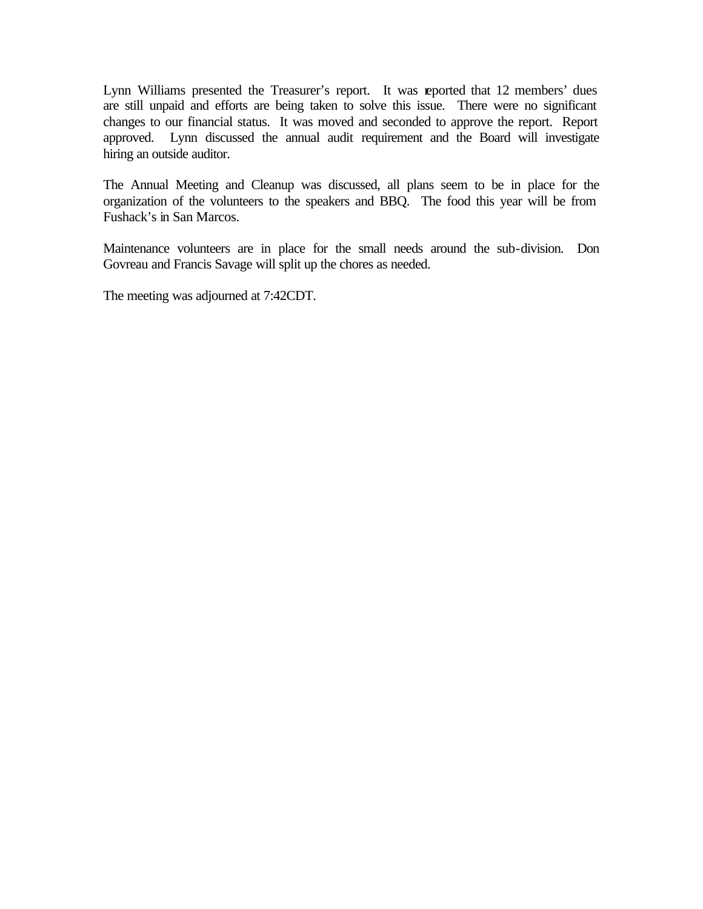Lynn Williams presented the Treasurer's report. It was reported that 12 members' dues are still unpaid and efforts are being taken to solve this issue. There were no significant changes to our financial status. It was moved and seconded to approve the report. Report approved. Lynn discussed the annual audit requirement and the Board will investigate hiring an outside auditor.

The Annual Meeting and Cleanup was discussed, all plans seem to be in place for the organization of the volunteers to the speakers and BBQ. The food this year will be from Fushack's in San Marcos.

Maintenance volunteers are in place for the small needs around the sub-division. Don Govreau and Francis Savage will split up the chores as needed.

The meeting was adjourned at 7:42CDT.